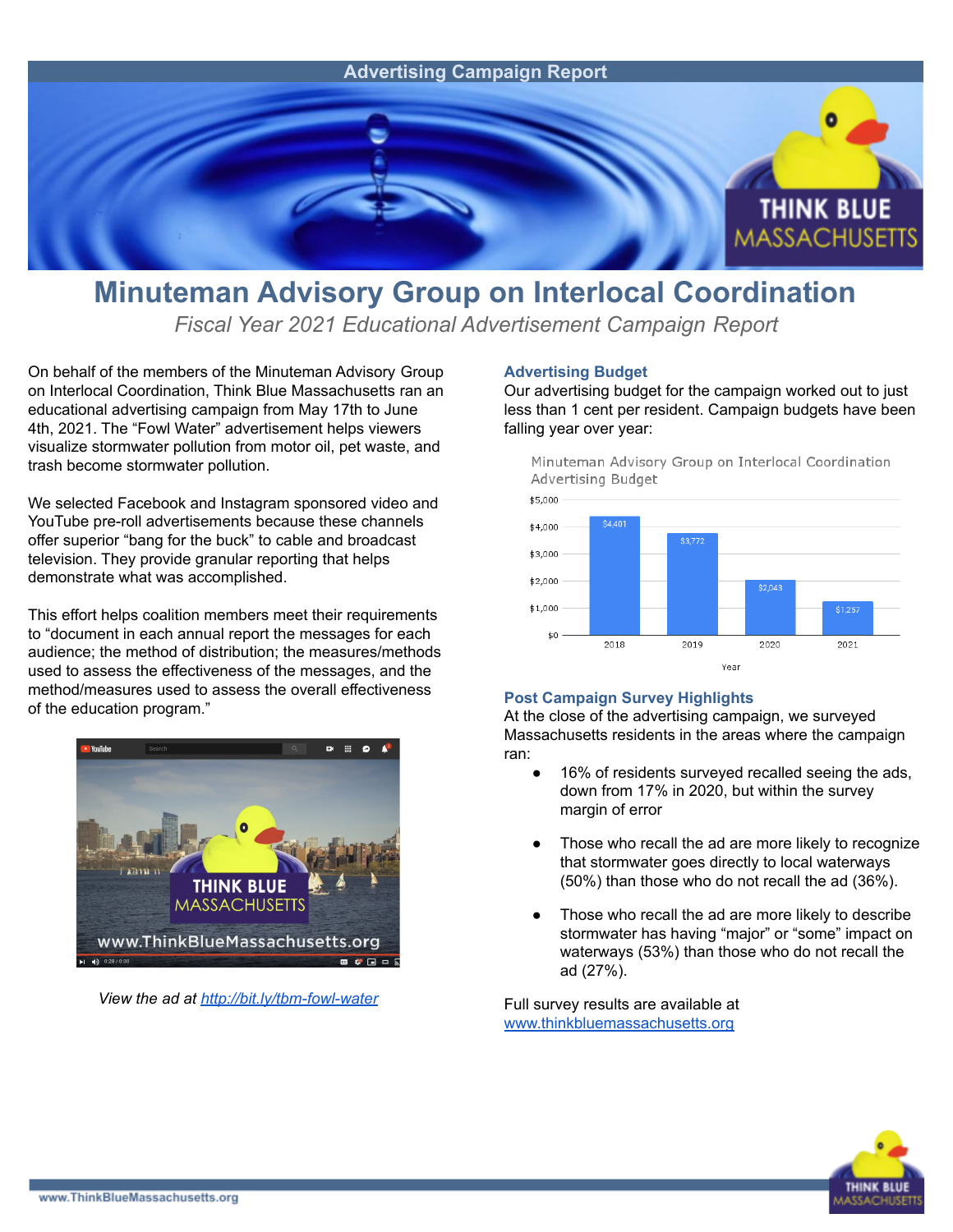Advertising Campaign Report

# Minuteman Advisory Group on Interlocal Coordination

*Fiscal Year 2021 Educational Advertisement Campaign Report*

On behalf of the members of the Minuteman Advisory Group on Interlocal Coordination, Think Blue Massachusetts ran an educational advertising campaign from May 17th to June 4th, 2021. The “Fowl Water” advertisement helps viewers visualize stormwater pollution from motor oil, pet waste, and trash become stormwater pollution.

We selected Facebook and Instagram sponsored video and YouTube pre-roll advertisements because these channels offer superior “bang for the buck” to cable and broadcast television. They provide granular reporting that helps demonstrate what was accomplished.

This effort helps coalition members meet their requirements to “document in each annual report the messages for each audience; the method of distribution; the measures/methods used to assess the effectiveness of the messages, and the method/measures used to assess the overall effectiveness of the education program.”

*View the ad at [http://bit.ly/tbm-fowl-water](http://bit.ly/tbm-fowl-water)*

## Advertising Budget

Our advertising budget for the campaign worked out to just less than 1 cent per resident. Campaign budgets have been falling year over year:

Minuteman Advisory Group on Interlocal Coordination Advertising Budget

| Year | Advertising Budget |
|---|---|
| 2018 | $4,401 |
| 2019 | $3,772 |
| 2020 | $2,043 |
| 2021 | $1,257 |

## Post Campaign Survey Highlights

At the close of the advertising campaign, we surveyed Massachusetts residents in the areas where the campaign ran:

- 16% of residents surveyed recalled seeing the ads, down from 17% in 2020, but within the survey margin of error
- Those who recall the ad are more likely to recognize that stormwater goes directly to local waterways (50%) than those who do not recall the ad (36%).
- Those who recall the ad are more likely to describe stormwater has having “major” or “some” impact on waterways (53%) than those who do not recall the ad (27%).

Full survey results are available at [www.thinkbluemassachusetts.org](www.thinkbluemassachusetts.org)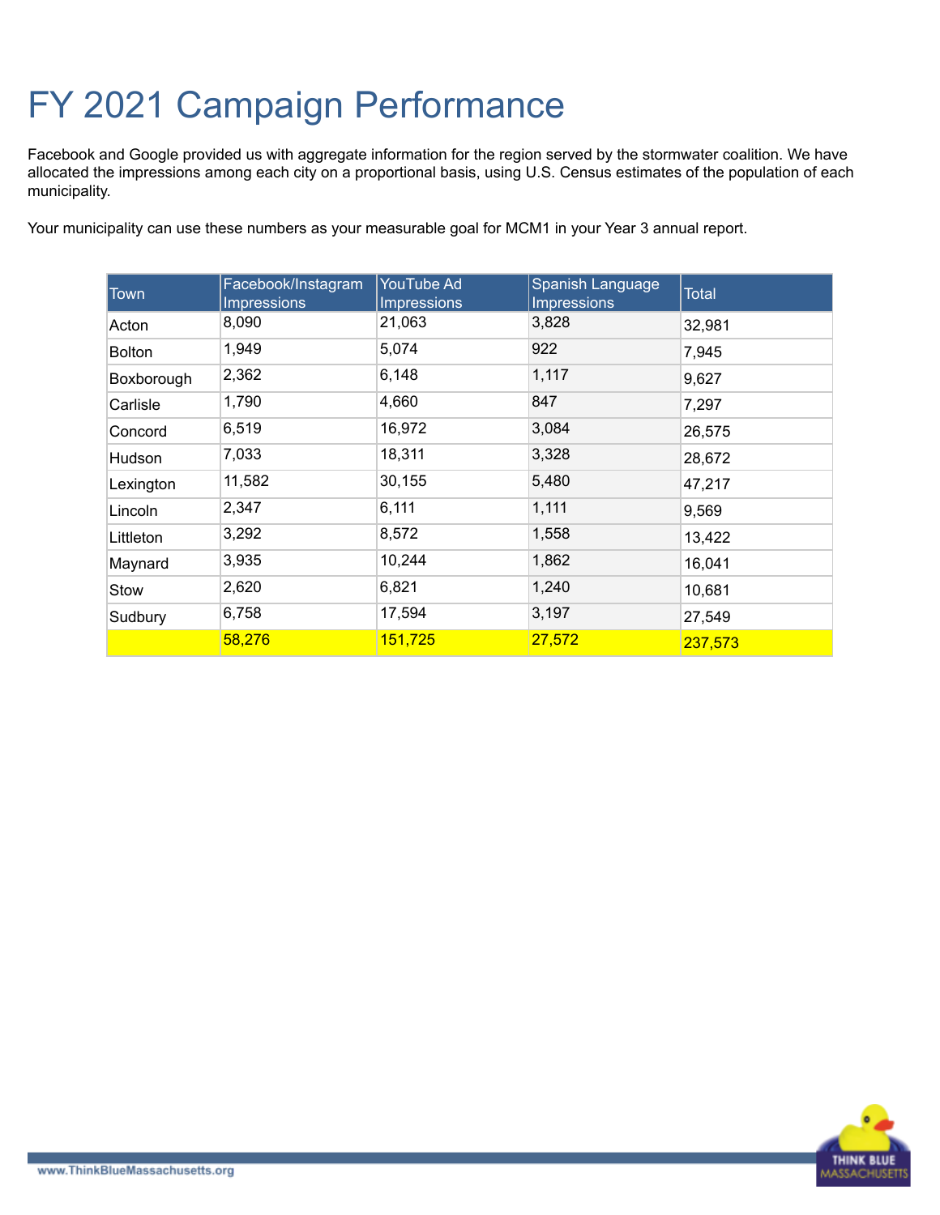# FY 2021 Campaign Performance

Facebook and Google provided us with aggregate information for the region served by the stormwater coalition. We have allocated the impressions among each city on a proportional basis, using U.S. Census estimates of the population of each municipality.

Your municipality can use these numbers as your measurable goal for MCM1 in your Year 3 annual report.

| Town | Facebook/Instagram Impressions | YouTube Ad Impressions | Spanish Language Impressions | Total |
|---|---|---|---|---|
| Acton | 8,090 | 21,063 | 3,828 | 32,981 |
| Bolton | 1,949 | 5,074 | 922 | 7,945 |
| Boxborough | 2,362 | 6,148 | 1,117 | 9,627 |
| Carlisle | 1,790 | 4,660 | 847 | 7,297 |
| Concord | 6,519 | 16,972 | 3,084 | 26,575 |
| Hudson | 7,033 | 18,311 | 3,328 | 28,672 |
| Lexington | 11,582 | 30,155 | 5,480 | 47,217 |
| Lincoln | 2,347 | 6,111 | 1,111 | 9,569 |
| Littleton | 3,292 | 8,572 | 1,558 | 13,422 |
| Maynard | 3,935 | 10,244 | 1,862 | 16,041 |
| Stow | 2,620 | 6,821 | 1,240 | 10,681 |
| Sudbury | 6,758 | 17,594 | 3,197 | 27,549 |
| | 58,276 | 151,725 | 27,572 | 237,573 |